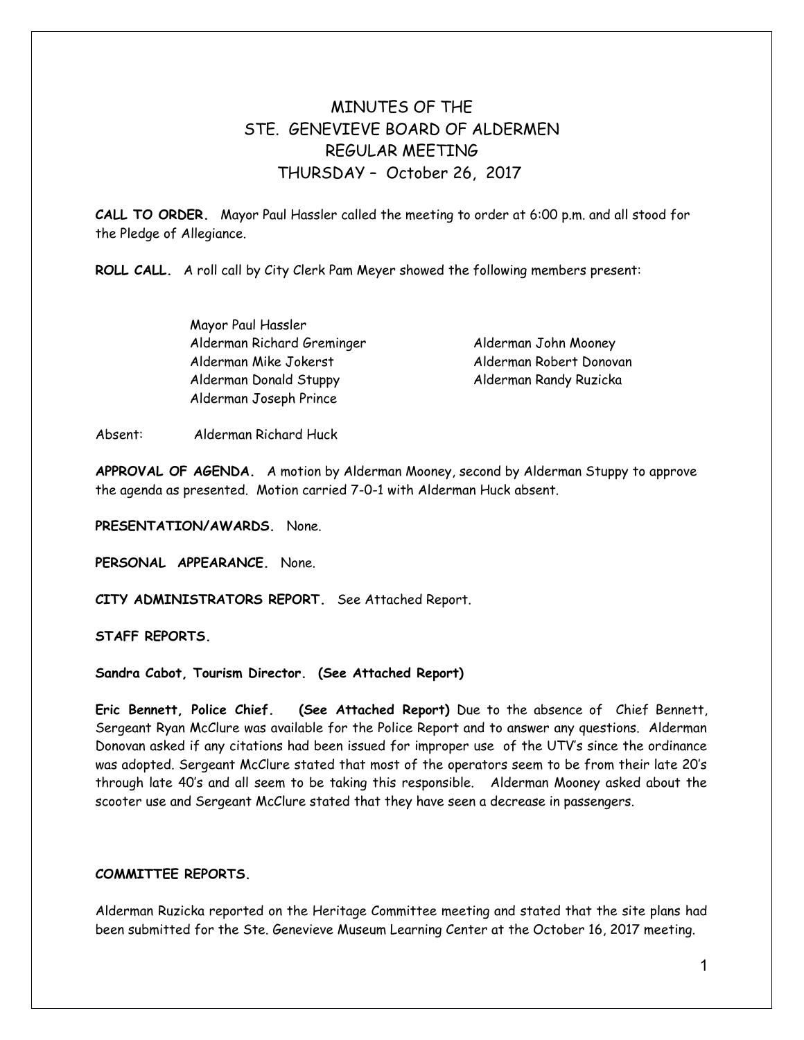# MINUTES OF THE
# STE. GENEVIEVE BOARD OF ALDERMEN
## REGULAR MEETING
## THURSDAY – October 26, 2017

**CALL TO ORDER.** Mayor Paul Hassler called the meeting to order at 6:00 p.m. and all stood for the Pledge of Allegiance.

**ROLL CALL.** A roll call by City Clerk Pam Meyer showed the following members present:

Mayor Paul Hassler
Alderman Richard Greminger
Alderman Mike Jokerst
Alderman Donald Stuppy
Alderman Joseph Prince
Alderman John Mooney
Alderman Robert Donovan
Alderman Randy Ruzicka

Absent: Alderman Richard Huck

**APPROVAL OF AGENDA.** A motion by Alderman Mooney, second by Alderman Stuppy to approve the agenda as presented. Motion carried 7-0-1 with Alderman Huck absent.

**PRESENTATION/AWARDS.** None.

**PERSONAL APPEARANCE.** None.

**CITY ADMINISTRATORS REPORT.** See Attached Report.

**STAFF REPORTS.**

**Sandra Cabot, Tourism Director. (See Attached Report)**

**Eric Bennett, Police Chief. (See Attached Report)** Due to the absence of Chief Bennett, Sergeant Ryan McClure was available for the Police Report and to answer any questions. Alderman Donovan asked if any citations had been issued for improper use of the UTV's since the ordinance was adopted. Sergeant McClure stated that most of the operators seem to be from their late 20's through late 40's and all seem to be taking this responsible. Alderman Mooney asked about the scooter use and Sergeant McClure stated that they have seen a decrease in passengers.

**COMMITTEE REPORTS.**

Alderman Ruzicka reported on the Heritage Committee meeting and stated that the site plans had been submitted for the Ste. Genevieve Museum Learning Center at the October 16, 2017 meeting.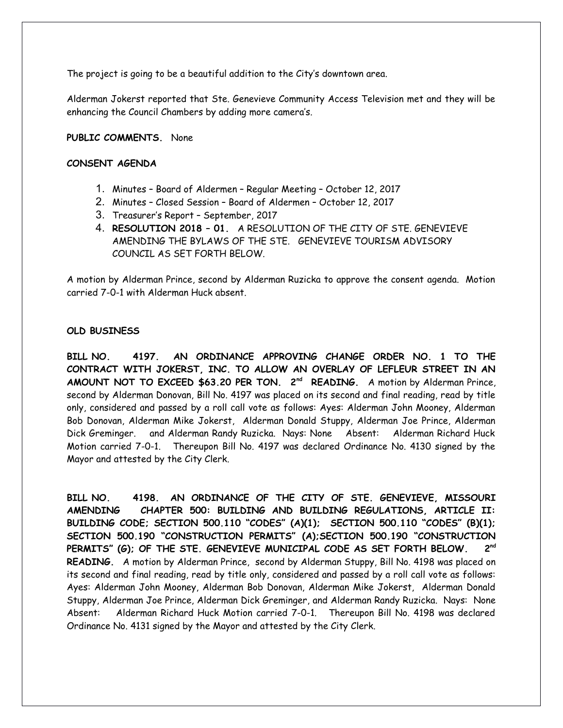The project is going to be a beautiful addition to the City's downtown area.

Alderman Jokerst reported that Ste. Genevieve Community Access Television met and they will be enhancing the Council Chambers by adding more camera's.

**PUBLIC COMMENTS.** None

**CONSENT AGENDA**

1. Minutes – Board of Aldermen – Regular Meeting – October 12, 2017
2. Minutes – Closed Session – Board of Aldermen – October 12, 2017
3. Treasurer's Report – September, 2017
4. **RESOLUTION 2018 – 01.** A RESOLUTION OF THE CITY OF STE. GENEVIEVE AMENDING THE BYLAWS OF THE STE. GENEVIEVE TOURISM ADVISORY COUNCIL AS SET FORTH BELOW.

A motion by Alderman Prince, second by Alderman Ruzicka to approve the consent agenda. Motion carried 7-0-1 with Alderman Huck absent.

**OLD BUSINESS**

**BILL NO. 4197. AN ORDINANCE APPROVING CHANGE ORDER NO. 1 TO THE CONTRACT WITH JOKERST, INC. TO ALLOW AN OVERLAY OF LEFLEUR STREET IN AN AMOUNT NOT TO EXCEED $63.20 PER TON. 2nd READING.** A motion by Alderman Prince, second by Alderman Donovan, Bill No. 4197 was placed on its second and final reading, read by title only, considered and passed by a roll call vote as follows: Ayes: Alderman John Mooney, Alderman Bob Donovan, Alderman Mike Jokerst, Alderman Donald Stuppy, Alderman Joe Prince, Alderman Dick Greminger. and Alderman Randy Ruzicka. Nays: None Absent: Alderman Richard Huck Motion carried 7-0-1. Thereupon Bill No. 4197 was declared Ordinance No. 4130 signed by the Mayor and attested by the City Clerk.

**BILL NO. 4198. AN ORDINANCE OF THE CITY OF STE. GENEVIEVE, MISSOURI AMENDING CHAPTER 500: BUILDING AND BUILDING REGULATIONS, ARTICLE II: BUILDING CODE; SECTION 500.110 "CODES" (A)(1); SECTION 500.110 "CODES" (B)(1); SECTION 500.190 "CONSTRUCTION PERMITS" (A);SECTION 500.190 "CONSTRUCTION PERMITS" (G); OF THE STE. GENEVIEVE MUNICIPAL CODE AS SET FORTH BELOW. 2nd READING.** A motion by Alderman Prince, second by Alderman Stuppy, Bill No. 4198 was placed on its second and final reading, read by title only, considered and passed by a roll call vote as follows: Ayes: Alderman John Mooney, Alderman Bob Donovan, Alderman Mike Jokerst, Alderman Donald Stuppy, Alderman Joe Prince, Alderman Dick Greminger, and Alderman Randy Ruzicka. Nays: None Absent: Alderman Richard Huck Motion carried 7-0-1. Thereupon Bill No. 4198 was declared Ordinance No. 4131 signed by the Mayor and attested by the City Clerk.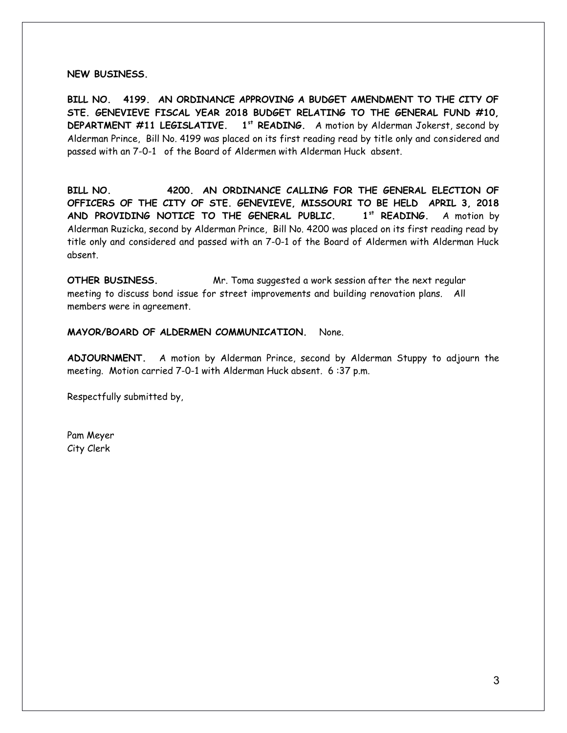**NEW BUSINESS.**

**BILL NO. 4199. AN ORDINANCE APPROVING A BUDGET AMENDMENT TO THE CITY OF STE. GENEVIEVE FISCAL YEAR 2018 BUDGET RELATING TO THE GENERAL FUND #10, DEPARTMENT #11 LEGISLATIVE. 1st READING.** A motion by Alderman Jokerst, second by Alderman Prince, Bill No. 4199 was placed on its first reading read by title only and considered and passed with an 7-0-1 of the Board of Aldermen with Alderman Huck absent.

**BILL NO. 4200. AN ORDINANCE CALLING FOR THE GENERAL ELECTION OF OFFICERS OF THE CITY OF STE. GENEVIEVE, MISSOURI TO BE HELD APRIL 3, 2018 AND PROVIDING NOTICE TO THE GENERAL PUBLIC. 1st READING.** A motion by Alderman Ruzicka, second by Alderman Prince, Bill No. 4200 was placed on its first reading read by title only and considered and passed with an 7-0-1 of the Board of Aldermen with Alderman Huck absent.

**OTHER BUSINESS.** Mr. Toma suggested a work session after the next regular meeting to discuss bond issue for street improvements and building renovation plans. All members were in agreement.

**MAYOR/BOARD OF ALDERMEN COMMUNICATION.** None.

**ADJOURNMENT.** A motion by Alderman Prince, second by Alderman Stuppy to adjourn the meeting. Motion carried 7-0-1 with Alderman Huck absent. 6 :37 p.m.

Respectfully submitted by,

Pam Meyer
City Clerk